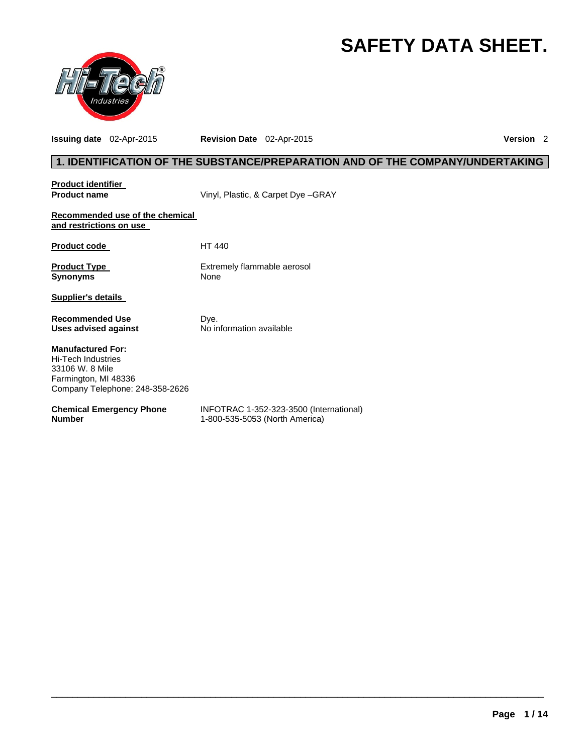# SAFETY DATA SHEET.

**Issuing date** 02-Apr-2015 **Revision Date** 02-Apr-2015 **Version** 2

## 1. IDENTIFICATION OF THE SUBSTANCE/PREPARATION AND OF THE COMPANY/UNDERTAKING

**Product identifier**

**Product name** Vinyl, Plastic, & Carpet Dye –GRAY

**Recommended use of the chemical and restrictions on use**

**Product code** HT 440

**Product Type** Extremely flammable aerosol

**Synonyms** None

**Supplier's details**

**Recommended Use** Dye.

**Uses advised against** No information available

**Manufactured For:**
Hi-Tech Industries
33106 W. 8 Mile
Farmington, MI 48336
Company Telephone: 248-358-2626

**Chemical Emergency Phone Number** INFOTRAC 1-352-323-3500 (International)
1-800-535-5053 (North America)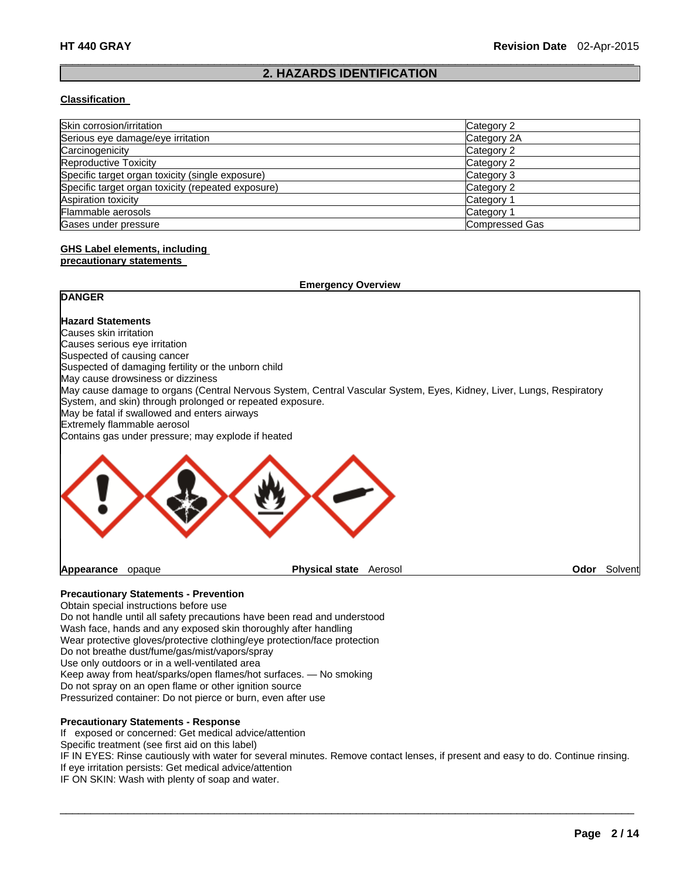## 2. HAZARDS IDENTIFICATION

**Classification**

| | |
|---|---|
| Skin corrosion/irritation | Category 2 |
| Serious eye damage/eye irritation | Category 2A |
| Carcinogenicity | Category 2 |
| Reproductive Toxicity | Category 2 |
| Specific target organ toxicity (single exposure) | Category 3 |
| Specific target organ toxicity (repeated exposure) | Category 2 |
| Aspiration toxicity | Category 1 |
| Flammable aerosols | Category 1 |
| Gases under pressure | Compressed Gas |

**GHS Label elements, including precautionary statements**

**Emergency Overview**

**DANGER**

**Hazard Statements**

Causes skin irritation
Causes serious eye irritation
Suspected of causing cancer
Suspected of damaging fertility or the unborn child
May cause drowsiness or dizziness
May cause damage to organs (Central Nervous System, Central Vascular System, Eyes, Kidney, Liver, Lungs, Respiratory System, and skin) through prolonged or repeated exposure.
May be fatal if swallowed and enters airways
Extremely flammable aerosol
Contains gas under pressure; may explode if heated

**Appearance** opaque **Physical state** Aerosol **Odor** Solvent

**Precautionary Statements - Prevention**

Obtain special instructions before use
Do not handle until all safety precautions have been read and understood
Wash face, hands and any exposed skin thoroughly after handling
Wear protective gloves/protective clothing/eye protection/face protection
Do not breathe dust/fume/gas/mist/vapors/spray
Use only outdoors or in a well-ventilated area
Keep away from heat/sparks/open flames/hot surfaces. — No smoking
Do not spray on an open flame or other ignition source
Pressurized container: Do not pierce or burn, even after use

**Precautionary Statements - Response**

If exposed or concerned: Get medical advice/attention
Specific treatment (see first aid on this label)
IF IN EYES: Rinse cautiously with water for several minutes. Remove contact lenses, if present and easy to do. Continue rinsing.
If eye irritation persists: Get medical advice/attention
IF ON SKIN: Wash with plenty of soap and water.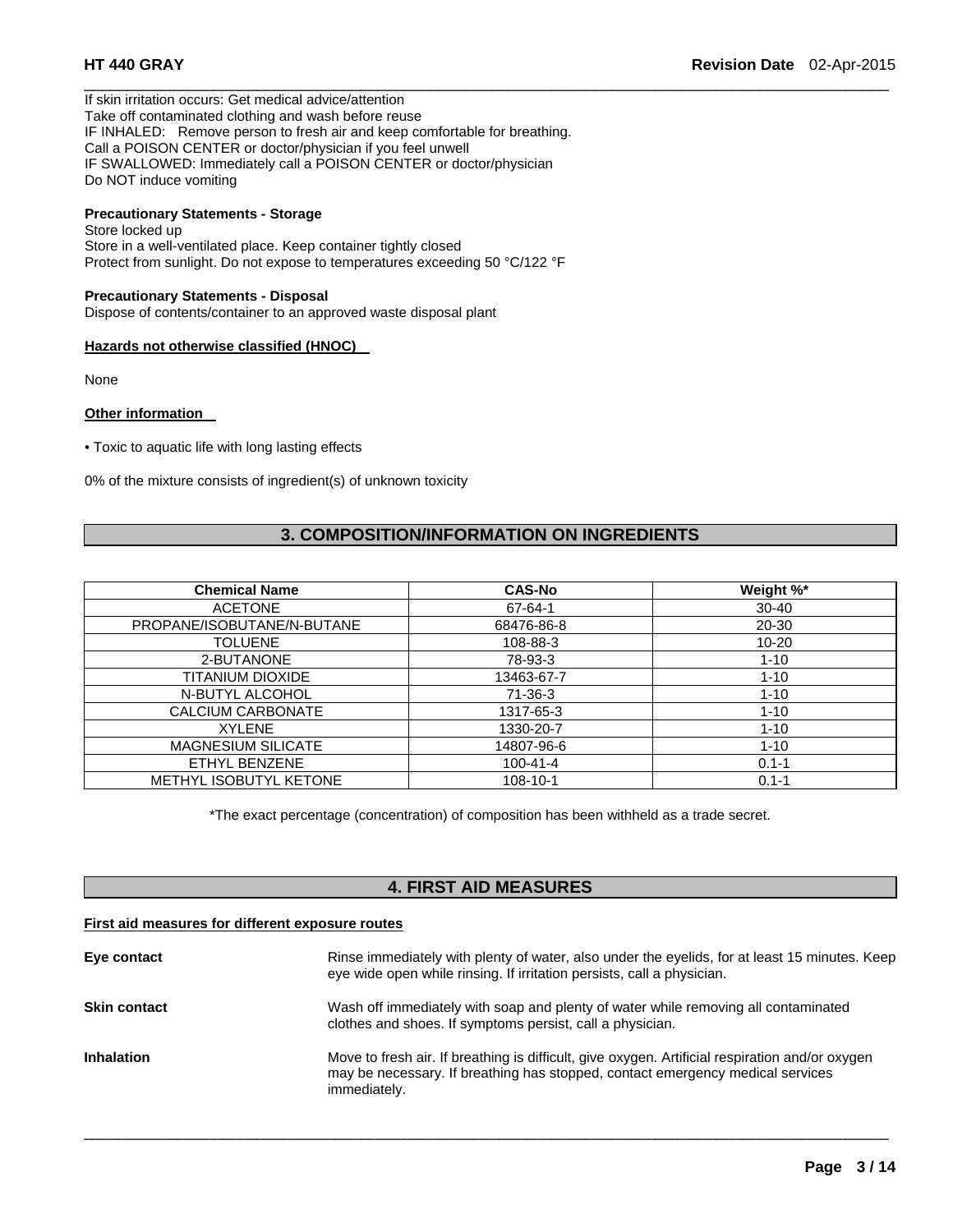If skin irritation occurs: Get medical advice/attention
Take off contaminated clothing and wash before reuse
IF INHALED: Remove person to fresh air and keep comfortable for breathing.
Call a POISON CENTER or doctor/physician if you feel unwell
IF SWALLOWED: Immediately call a POISON CENTER or doctor/physician
Do NOT induce vomiting

**Precautionary Statements - Storage**
Store locked up
Store in a well-ventilated place. Keep container tightly closed
Protect from sunlight. Do not expose to temperatures exceeding 50 °C/122 °F

**Precautionary Statements - Disposal**
Dispose of contents/container to an approved waste disposal plant

**Hazards not otherwise classified (HNOC)**

None

**Other information**

- Toxic to aquatic life with long lasting effects

0% of the mixture consists of ingredient(s) of unknown toxicity

## 3. COMPOSITION/INFORMATION ON INGREDIENTS

| Chemical Name | CAS-No | Weight %* |
|---|---|---|
| ACETONE | 67-64-1 | 30-40 |
| PROPANE/ISOBUTANE/N-BUTANE | 68476-86-8 | 20-30 |
| TOLUENE | 108-88-3 | 10-20 |
| 2-BUTANONE | 78-93-3 | 1-10 |
| TITANIUM DIOXIDE | 13463-67-7 | 1-10 |
| N-BUTYL ALCOHOL | 71-36-3 | 1-10 |
| CALCIUM CARBONATE | 1317-65-3 | 1-10 |
| XYLENE | 1330-20-7 | 1-10 |
| MAGNESIUM SILICATE | 14807-96-6 | 1-10 |
| ETHYL BENZENE | 100-41-4 | 0.1-1 |
| METHYL ISOBUTYL KETONE | 108-10-1 | 0.1-1 |

*The exact percentage (concentration) of composition has been withheld as a trade secret.

## 4. FIRST AID MEASURES

**First aid measures for different exposure routes**

**Eye contact**
Rinse immediately with plenty of water, also under the eyelids, for at least 15 minutes. Keep eye wide open while rinsing. If irritation persists, call a physician.

**Skin contact**
Wash off immediately with soap and plenty of water while removing all contaminated clothes and shoes. If symptoms persist, call a physician.

**Inhalation**
Move to fresh air. If breathing is difficult, give oxygen. Artificial respiration and/or oxygen may be necessary. If breathing has stopped, contact emergency medical services immediately.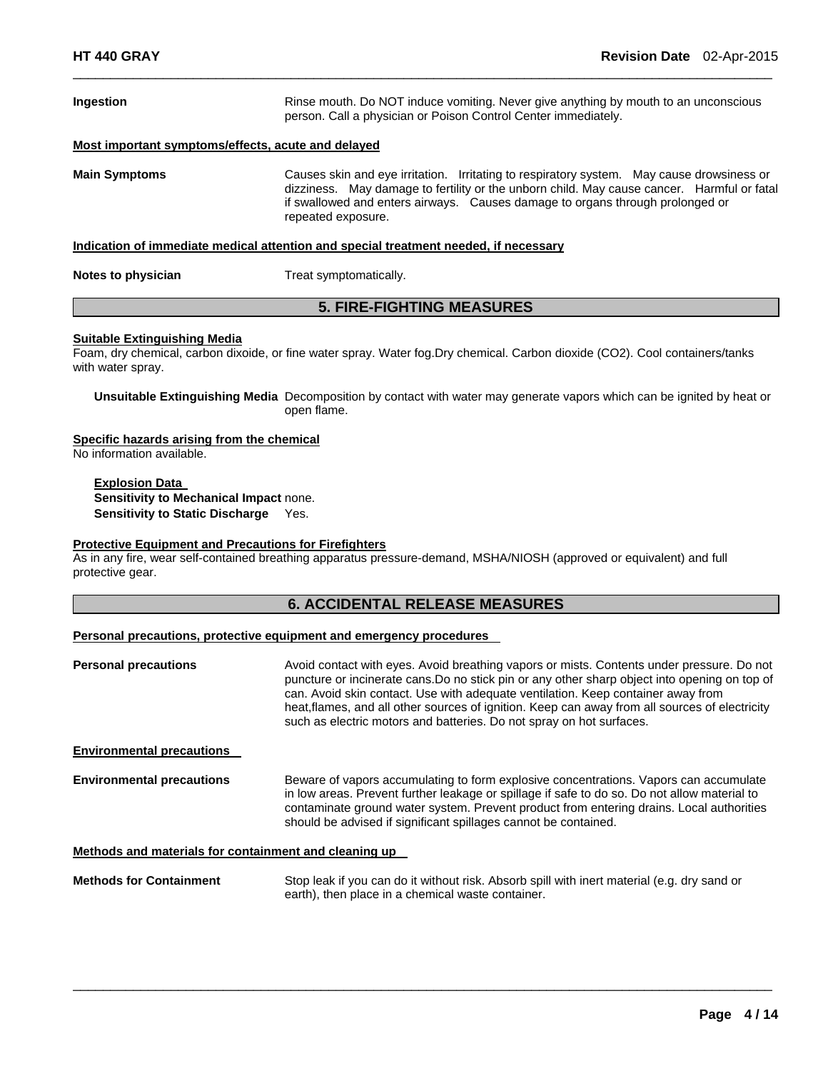**Ingestion**

Rinse mouth. Do NOT induce vomiting. Never give anything by mouth to an unconscious person. Call a physician or Poison Control Center immediately.

**Most important symptoms/effects, acute and delayed**

**Main Symptoms**

Causes skin and eye irritation. Irritating to respiratory system. May cause drowsiness or dizziness. May damage to fertility or the unborn child. May cause cancer. Harmful or fatal if swallowed and enters airways. Causes damage to organs through prolonged or repeated exposure.

**Indication of immediate medical attention and special treatment needed, if necessary**

**Notes to physician**

Treat symptomatically.

## 5. FIRE-FIGHTING MEASURES

**Suitable Extinguishing Media**

Foam, dry chemical, carbon dixoide, or fine water spray. Water fog.Dry chemical. Carbon dioxide ($CO_2$). Cool containers/tanks with water spray.

**Unsuitable Extinguishing Media** Decomposition by contact with water may generate vapors which can be ignited by heat or open flame.

**Specific hazards arising from the chemical**

No information available.

**Explosion Data**

**Sensitivity to Mechanical Impact** none.

**Sensitivity to Static Discharge** Yes.

**Protective Equipment and Precautions for Firefighters**

As in any fire, wear self-contained breathing apparatus pressure-demand, MSHA/NIOSH (approved or equivalent) and full protective gear.

## 6. ACCIDENTAL RELEASE MEASURES

**Personal precautions, protective equipment and emergency procedures**

**Personal precautions**

Avoid contact with eyes. Avoid breathing vapors or mists. Contents under pressure. Do not puncture or incinerate cans.Do no stick pin or any other sharp object into opening on top of can. Avoid skin contact. Use with adequate ventilation. Keep container away from heat,flames, and all other sources of ignition. Keep can away from all sources of electricity such as electric motors and batteries. Do not spray on hot surfaces.

**Environmental precautions**

**Environmental precautions**

Beware of vapors accumulating to form explosive concentrations. Vapors can accumulate in low areas. Prevent further leakage or spillage if safe to do so. Do not allow material to contaminate ground water system. Prevent product from entering drains. Local authorities should be advised if significant spillages cannot be contained.

**Methods and materials for containment and cleaning up**

**Methods for Containment**

Stop leak if you can do it without risk. Absorb spill with inert material (e.g. dry sand or earth), then place in a chemical waste container.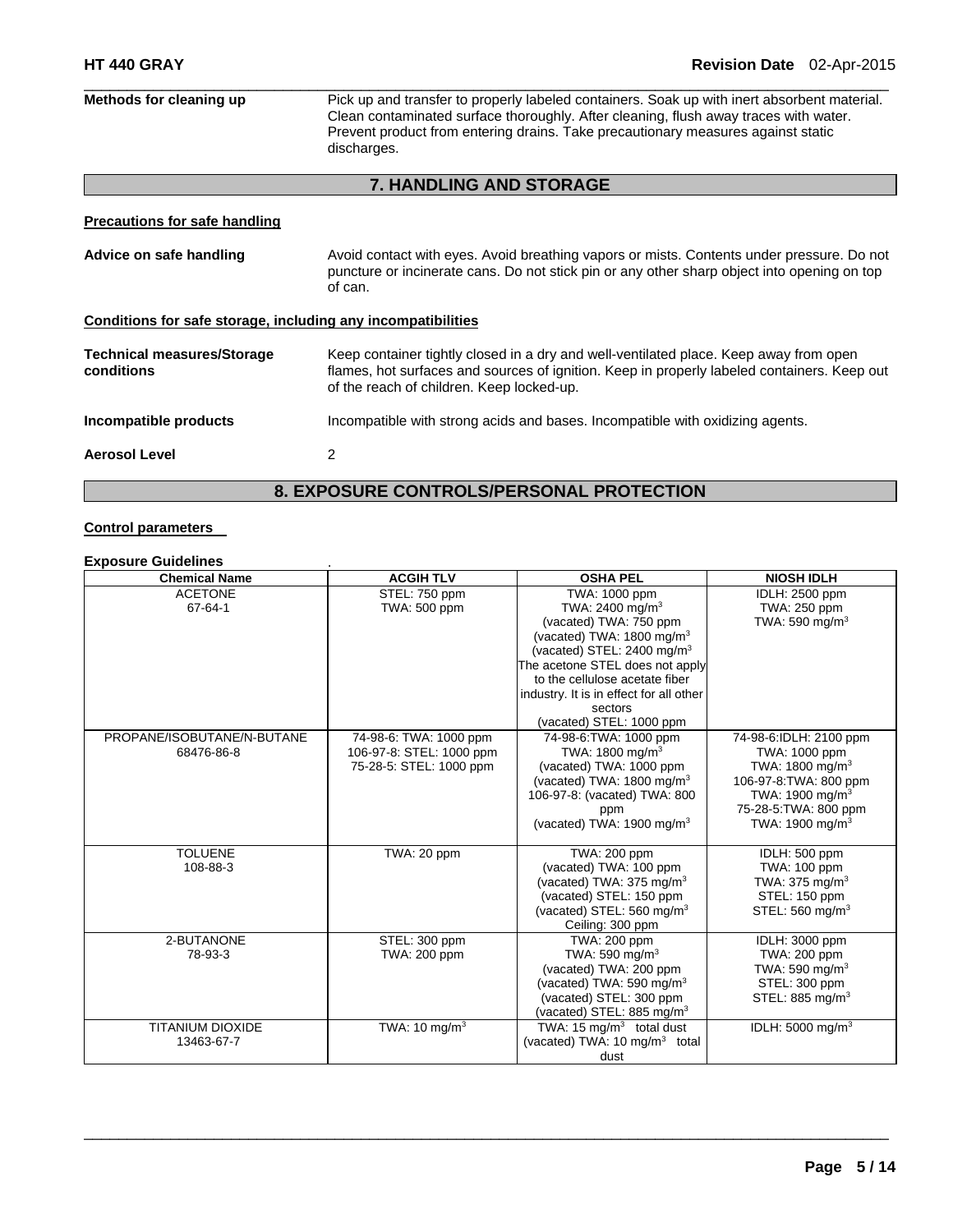**Methods for cleaning up** Pick up and transfer to properly labeled containers. Soak up with inert absorbent material. Clean contaminated surface thoroughly. After cleaning, flush away traces with water. Prevent product from entering drains. Take precautionary measures against static discharges.

## 7. HANDLING AND STORAGE

**Precautions for safe handling**

**Advice on safe handling** Avoid contact with eyes. Avoid breathing vapors or mists. Contents under pressure. Do not puncture or incinerate cans. Do not stick pin or any other sharp object into opening on top of can.

**Conditions for safe storage, including any incompatibilities**

**Technical measures/Storage conditions** Keep container tightly closed in a dry and well-ventilated place. Keep away from open flames, hot surfaces and sources of ignition. Keep in properly labeled containers. Keep out of the reach of children. Keep locked-up.

**Incompatible products** Incompatible with strong acids and bases. Incompatible with oxidizing agents.

**Aerosol Level** 2

## 8. EXPOSURE CONTROLS/PERSONAL PROTECTION

**Control parameters**

**Exposure Guidelines** .

| Chemical Name | ACGIH TLV | OSHA PEL | NIOSH IDLH |
|---|---|---|---|
| ACETONE<br>67-64-1 | STEL: 750 ppm<br>TWA: 500 ppm | TWA: 1000 ppm<br>TWA: 2400 mg/m$^3$<br>(vacated) TWA: 750 ppm<br>(vacated) TWA: 1800 mg/m$^3$<br>(vacated) STEL: 2400 mg/m$^3$<br>The acetone STEL does not apply to the cellulose acetate fiber industry. It is in effect for all other sectors<br>(vacated) STEL: 1000 ppm | IDLH: 2500 ppm<br>TWA: 250 ppm<br>TWA: 590 mg/m$^3$ |
| PROPANE/ISOBUTANE/N-BUTANE<br>68476-86-8 | 74-98-6: TWA: 1000 ppm<br>106-97-8: STEL: 1000 ppm<br>75-28-5: STEL: 1000 ppm | 74-98-6:TWA: 1000 ppm<br>TWA: 1800 mg/m$^3$<br>(vacated) TWA: 1000 ppm<br>(vacated) TWA: 1800 mg/m$^3$<br>106-97-8: (vacated) TWA: 800 ppm<br>(vacated) TWA: 1900 mg/m$^3$ | 74-98-6:IDLH: 2100 ppm<br>TWA: 1000 ppm<br>TWA: 1800 mg/m$^3$<br>106-97-8:TWA: 800 ppm<br>TWA: 1900 mg/m$^3$<br>75-28-5:TWA: 800 ppm<br>TWA: 1900 mg/m$^3$ |
| TOLUENE<br>108-88-3 | TWA: 20 ppm | TWA: 200 ppm<br>(vacated) TWA: 100 ppm<br>(vacated) TWA: 375 mg/m$^3$<br>(vacated) STEL: 150 ppm<br>(vacated) STEL: 560 mg/m$^3$<br>Ceiling: 300 ppm | IDLH: 500 ppm<br>TWA: 100 ppm<br>TWA: 375 mg/m$^3$<br>STEL: 150 ppm<br>STEL: 560 mg/m$^3$ |
| 2-BUTANONE<br>78-93-3 | STEL: 300 ppm<br>TWA: 200 ppm | TWA: 200 ppm<br>TWA: 590 mg/m$^3$<br>(vacated) TWA: 200 ppm<br>(vacated) TWA: 590 mg/m$^3$<br>(vacated) STEL: 300 ppm<br>(vacated) STEL: 885 mg/m$^3$ | IDLH: 3000 ppm<br>TWA: 200 ppm<br>TWA: 590 mg/m$^3$<br>STEL: 300 ppm<br>STEL: 885 mg/m$^3$ |
| TITANIUM DIOXIDE<br>13463-67-7 | TWA: 10 mg/m$^3$ | TWA: 15 mg/m$^3$ total dust<br>(vacated) TWA: 10 mg/m$^3$ total dust | IDLH: 5000 mg/m$^3$ |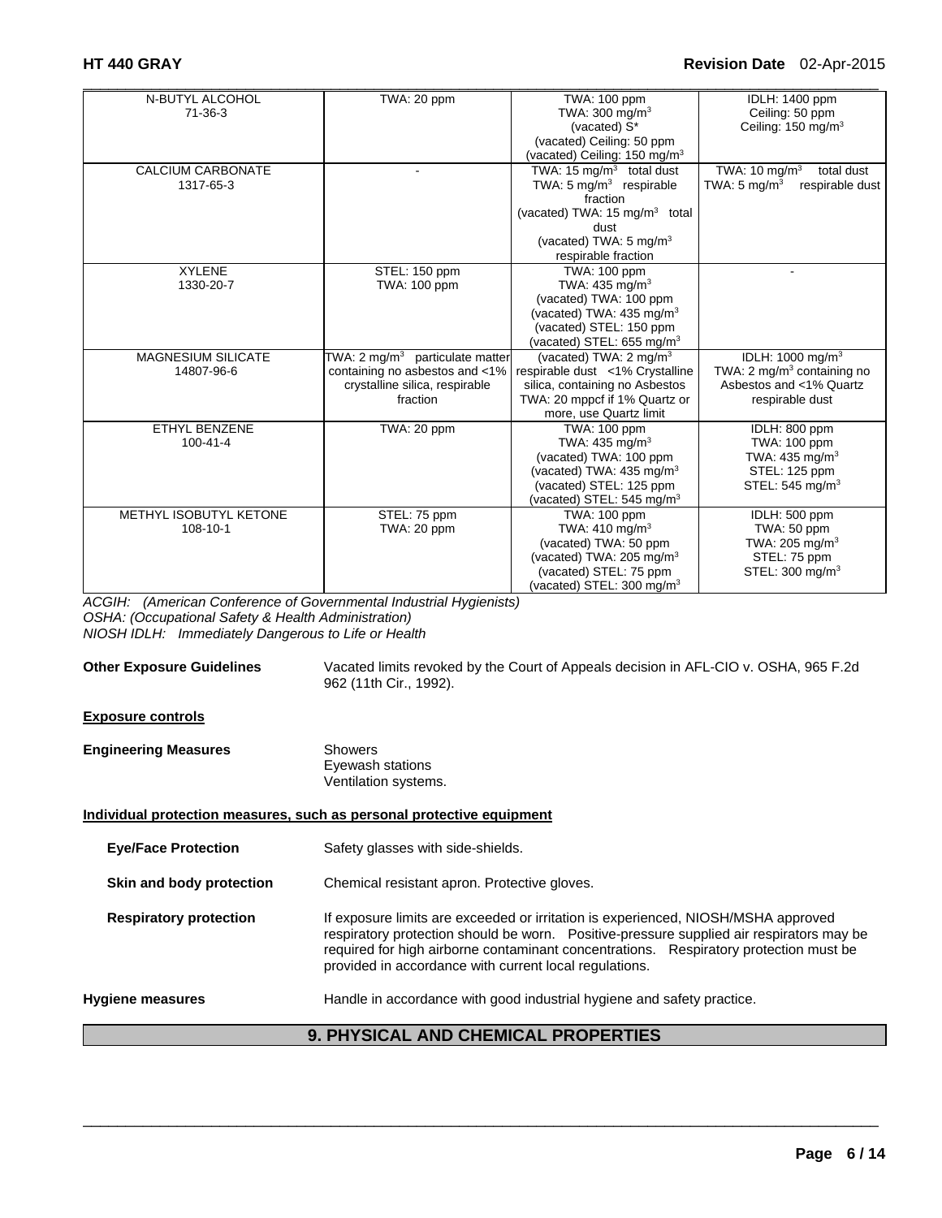| | | | |
|---|---|---|---|
| N-BUTYL ALCOHOL<br>71-36-3 | TWA: 20 ppm | TWA: 100 ppm<br>TWA: 300 mg/m³<br>(vacated) S*<br>(vacated) Ceiling: 50 ppm<br>(vacated) Ceiling: 150 mg/m³ | IDLH: 1400 ppm<br>Ceiling: 50 ppm<br>Ceiling: 150 mg/m³ |
| CALCIUM CARBONATE<br>1317-65-3 | - | TWA: 15 mg/m³ total dust<br>TWA: 5 mg/m³ respirable fraction<br>(vacated) TWA: 15 mg/m³ total dust<br>(vacated) TWA: 5 mg/m³ respirable fraction | TWA: 10 mg/m³ total dust<br>TWA: 5 mg/m³ respirable dust |
| XYLENE<br>1330-20-7 | STEL: 150 ppm<br>TWA: 100 ppm | TWA: 100 ppm<br>TWA: 435 mg/m³<br>(vacated) TWA: 100 ppm<br>(vacated) TWA: 435 mg/m³<br>(vacated) STEL: 150 ppm<br>(vacated) STEL: 655 mg/m³ | - |
| MAGNESIUM SILICATE<br>14807-96-6 | TWA: 2 mg/m³ particulate matter containing no asbestos and <1% crystalline silica, respirable fraction | (vacated) TWA: 2 mg/m³ respirable dust <1% Crystalline silica, containing no Asbestos<br>TWA: 20 mppcf if 1% Quartz or more, use Quartz limit | IDLH: 1000 mg/m³<br>TWA: 2 mg/m³ containing no Asbestos and <1% Quartz respirable dust |
| ETHYL BENZENE<br>100-41-4 | TWA: 20 ppm | TWA: 100 ppm<br>TWA: 435 mg/m³<br>(vacated) TWA: 100 ppm<br>(vacated) TWA: 435 mg/m³<br>(vacated) STEL: 125 ppm<br>(vacated) STEL: 545 mg/m³ | IDLH: 800 ppm<br>TWA: 100 ppm<br>TWA: 435 mg/m³<br>STEL: 125 ppm<br>STEL: 545 mg/m³ |
| METHYL ISOBUTYL KETONE<br>108-10-1 | STEL: 75 ppm<br>TWA: 20 ppm | TWA: 100 ppm<br>TWA: 410 mg/m³<br>(vacated) TWA: 50 ppm<br>(vacated) TWA: 205 mg/m³<br>(vacated) STEL: 75 ppm<br>(vacated) STEL: 300 mg/m³ | IDLH: 500 ppm<br>TWA: 50 ppm<br>TWA: 205 mg/m³<br>STEL: 75 ppm<br>STEL: 300 mg/m³ |

*ACGIH: (American Conference of Governmental Industrial Hygienists)*
*OSHA: (Occupational Safety & Health Administration)*
*NIOSH IDLH: Immediately Dangerous to Life or Health*

**Other Exposure Guidelines** Vacated limits revoked by the Court of Appeals decision in AFL-CIO v. OSHA, 965 F.2d 962 (11th Cir., 1992).

**Exposure controls**

**Engineering Measures** Showers
Eyewash stations
Ventilation systems.

**Individual protection measures, such as personal protective equipment**

**Eye/Face Protection** Safety glasses with side-shields.

**Skin and body protection** Chemical resistant apron. Protective gloves.

**Respiratory protection** If exposure limits are exceeded or irritation is experienced, NIOSH/MSHA approved respiratory protection should be worn. Positive-pressure supplied air respirators may be required for high airborne contaminant concentrations. Respiratory protection must be provided in accordance with current local regulations.

**Hygiene measures** Handle in accordance with good industrial hygiene and safety practice.

## 9. PHYSICAL AND CHEMICAL PROPERTIES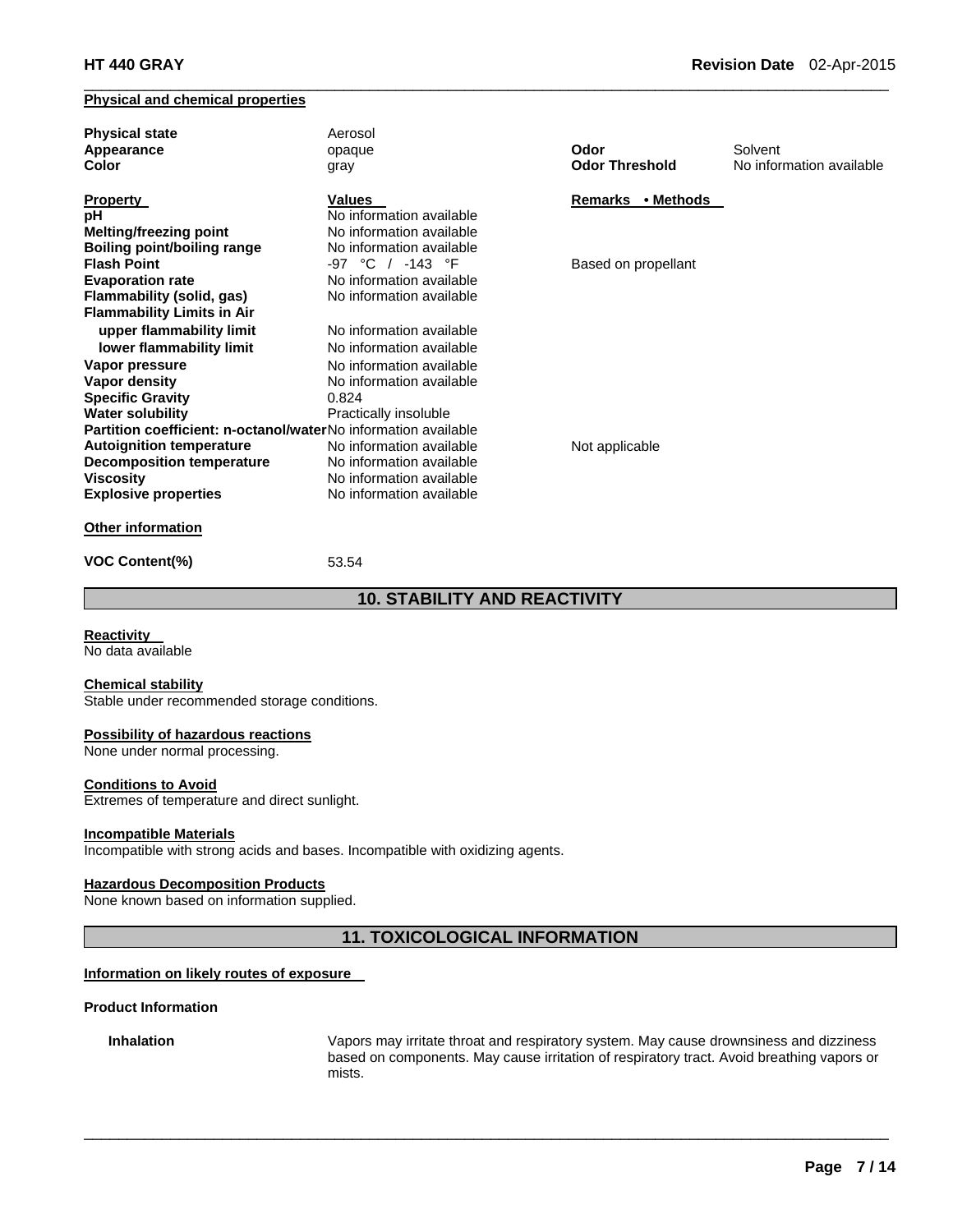### Physical and chemical properties

| | | | |
|---|---|---|---|
| **Physical state** | Aerosol | | |
| **Appearance** | opaque | **Odor** | Solvent |
| **Color** | gray | **Odor Threshold** | No information available |

| **Property** | **Values** | **Remarks • Methods** |
|---|---|---|
| **pH** | No information available | |
| **Melting/freezing point** | No information available | |
| **Boiling point/boiling range** | No information available | |
| **Flash Point** | -97 °C / -143 °F | Based on propellant |
| **Evaporation rate** | No information available | |
| **Flammability (solid, gas)** | No information available | |
| **Flammability Limits in Air** | | |
| **upper flammability limit** | No information available | |
| **lower flammability limit** | No information available | |
| **Vapor pressure** | No information available | |
| **Vapor density** | No information available | |
| **Specific Gravity** | 0.824 | |
| **Water solubility** | Practically insoluble | |
| **Partition coefficient: n-octanol/water** | No information available | |
| **Autoignition temperature** | No information available | Not applicable |
| **Decomposition temperature** | No information available | |
| **Viscosity** | No information available | |
| **Explosive properties** | No information available | |

### Other information

**VOC Content(%)** 53.54

## 10. STABILITY AND REACTIVITY

**Reactivity**
No data available

**Chemical stability**
Stable under recommended storage conditions.

**Possibility of hazardous reactions**
None under normal processing.

**Conditions to Avoid**
Extremes of temperature and direct sunlight.

**Incompatible Materials**
Incompatible with strong acids and bases. Incompatible with oxidizing agents.

**Hazardous Decomposition Products**
None known based on information supplied.

## 11. TOXICOLOGICAL INFORMATION

**Information on likely routes of exposure**

**Product Information**

**Inhalation** Vapors may irritate throat and respiratory system. May cause drownsiness and dizziness based on components. May cause irritation of respiratory tract. Avoid breathing vapors or mists.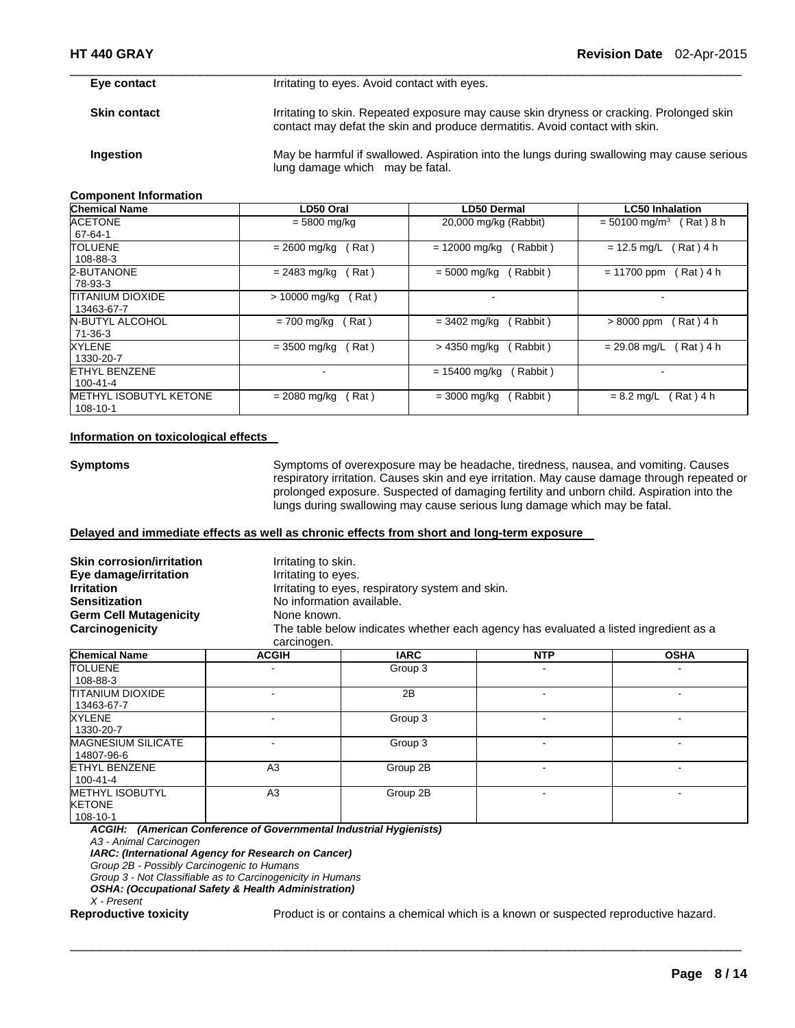| | |
|---|---|
| **Eye contact** | Irritating to eyes. Avoid contact with eyes. |
| **Skin contact** | Irritating to skin. Repeated exposure may cause skin dryness or cracking. Prolonged skin contact may defat the skin and produce dermatitis. Avoid contact with skin. |
| **Ingestion** | May be harmful if swallowed. Aspiration into the lungs during swallowing may cause serious lung damage which may be fatal. |

**Component Information**

| Chemical Name | LD50 Oral | LD50 Dermal | LC50 Inhalation |
|---|---|---|---|
| ACETONE<br>67-64-1 | = 5800 mg/kg | 20,000 mg/kg (Rabbit) | = 50100 $mg/m^3$ ( Rat ) 8 h |
| TOLUENE<br>108-88-3 | = 2600 mg/kg ( Rat ) | = 12000 mg/kg ( Rabbit ) | = 12.5 mg/L ( Rat ) 4 h |
| 2-BUTANONE<br>78-93-3 | = 2483 mg/kg ( Rat ) | = 5000 mg/kg ( Rabbit ) | = 11700 ppm ( Rat ) 4 h |
| TITANIUM DIOXIDE<br>13463-67-7 | > 10000 mg/kg ( Rat ) | - | - |
| N-BUTYL ALCOHOL<br>71-36-3 | = 700 mg/kg ( Rat ) | = 3402 mg/kg ( Rabbit ) | > 8000 ppm ( Rat ) 4 h |
| XYLENE<br>1330-20-7 | = 3500 mg/kg ( Rat ) | > 4350 mg/kg ( Rabbit ) | = 29.08 mg/L ( Rat ) 4 h |
| ETHYL BENZENE<br>100-41-4 | - | = 15400 mg/kg ( Rabbit ) | - |
| METHYL ISOBUTYL KETONE<br>108-10-1 | = 2080 mg/kg ( Rat ) | = 3000 mg/kg ( Rabbit ) | = 8.2 mg/L ( Rat ) 4 h |

**Information on toxicological effects**

**Symptoms** Symptoms of overexposure may be headache, tiredness, nausea, and vomiting. Causes respiratory irritation. Causes skin and eye irritation. May cause damage through repeated or prolonged exposure. Suspected of damaging fertility and unborn child. Aspiration into the lungs during swallowing may cause serious lung damage which may be fatal.

**Delayed and immediate effects as well as chronic effects from short and long-term exposure**

| | |
|---|---|
| **Skin corrosion/irritation** | Irritating to skin. |
| **Eye damage/irritation** | Irritating to eyes. |
| **Irritation** | Irritating to eyes, respiratory system and skin. |
| **Sensitization** | No information available. |
| **Germ Cell Mutagenicity** | None known. |
| **Carcinogenicity** | The table below indicates whether each agency has evaluated a listed ingredient as a carcinogen. |

| Chemical Name | ACGIH | IARC | NTP | OSHA |
|---|---|---|---|---|
| TOLUENE<br>108-88-3 | - | Group 3 | - | - |
| TITANIUM DIOXIDE<br>13463-67-7 | - | 2B | - | - |
| XYLENE<br>1330-20-7 | - | Group 3 | - | - |
| MAGNESIUM SILICATE<br>14807-96-6 | - | Group 3 | - | - |
| ETHYL BENZENE<br>100-41-4 | A3 | Group 2B | - | - |
| METHYL ISOBUTYL KETONE<br>108-10-1 | A3 | Group 2B | - | - |

***ACGIH: (American Conference of Governmental Industrial Hygienists)***
*A3 - Animal Carcinogen*
***IARC: (International Agency for Research on Cancer)***
*Group 2B - Possibly Carcinogenic to Humans*
*Group 3 - Not Classifiable as to Carcinogenicity in Humans*
***OSHA: (Occupational Safety & Health Administration)***
*X - Present*

**Reproductive toxicity** Product is or contains a chemical which is a known or suspected reproductive hazard.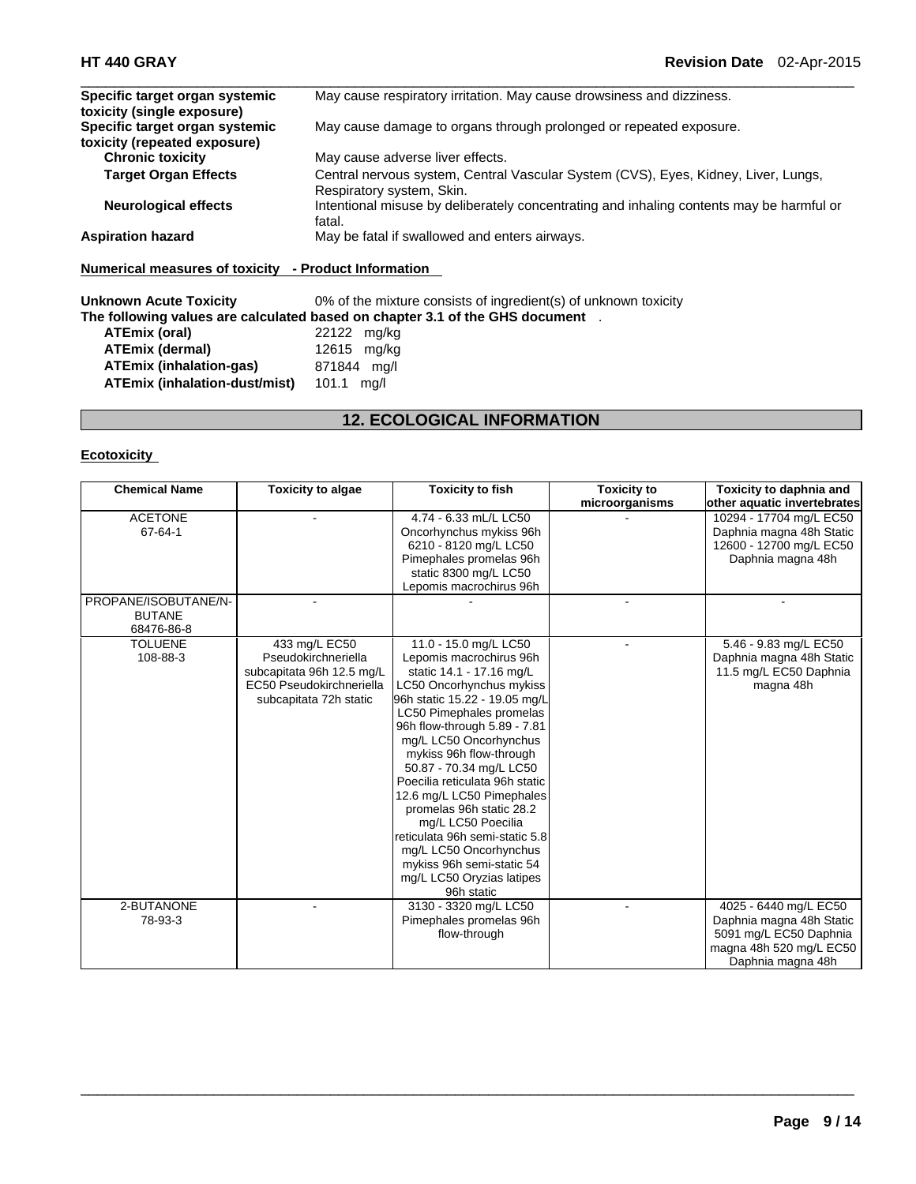| | |
|---|---|
| **Specific target organ systemic toxicity (single exposure)** | May cause respiratory irritation. May cause drowsiness and dizziness. |
| **Specific target organ systemic toxicity (repeated exposure)** | May cause damage to organs through prolonged or repeated exposure. |
| **Chronic toxicity** | May cause adverse liver effects. |
| **Target Organ Effects** | Central nervous system, Central Vascular System (CVS), Eyes, Kidney, Liver, Lungs, Respiratory system, Skin. |
| **Neurological effects** | Intentional misuse by deliberately concentrating and inhaling contents may be harmful or fatal. |
| **Aspiration hazard** | May be fatal if swallowed and enters airways. |

**Numerical measures of toxicity - Product Information**

**Unknown Acute Toxicity** 0% of the mixture consists of ingredient(s) of unknown toxicity

**The following values are calculated based on chapter 3.1 of the GHS document** .

| | |
|---|---|
| **ATEmix (oral)** | 22122 mg/kg |
| **ATEmix (dermal)** | 12615 mg/kg |
| **ATEmix (inhalation-gas)** | 871844 mg/l |
| **ATEmix (inhalation-dust/mist)** | 101.1 mg/l |

## 12. ECOLOGICAL INFORMATION

**Ecotoxicity**

| Chemical Name | Toxicity to algae | Toxicity to fish | Toxicity to microorganisms | Toxicity to daphnia and other aquatic invertebrates |
|---|---|---|---|---|
| ACETONE 67-64-1 | - | 4.74 - 6.33 mL/L LC50 Oncorhynchus mykiss 96h 6210 - 8120 mg/L LC50 Pimephales promelas 96h static 8300 mg/L LC50 Lepomis macrochirus 96h | - | 10294 - 17704 mg/L EC50 Daphnia magna 48h Static 12600 - 12700 mg/L EC50 Daphnia magna 48h |
| PROPANE/ISOBUTANE/N-BUTANE 68476-86-8 | - | - | - | - |
| TOLUENE 108-88-3 | 433 mg/L EC50 Pseudokirchneriella subcapitata 96h 12.5 mg/L EC50 Pseudokirchneriella subcapitata 72h static | 11.0 - 15.0 mg/L LC50 Lepomis macrochirus 96h static 14.1 - 17.16 mg/L LC50 Oncorhynchus mykiss 96h static 15.22 - 19.05 mg/L LC50 Pimephales promelas 96h flow-through 5.89 - 7.81 mg/L LC50 Oncorhynchus mykiss 96h flow-through 50.87 - 70.34 mg/L LC50 Poecilia reticulata 96h static 12.6 mg/L LC50 Pimephales promelas 96h static 28.2 mg/L LC50 Poecilia reticulata 96h semi-static 5.8 mg/L LC50 Oncorhynchus mykiss 96h semi-static 54 mg/L LC50 Oryzias latipes 96h static | - | 5.46 - 9.83 mg/L EC50 Daphnia magna 48h Static 11.5 mg/L EC50 Daphnia magna 48h |
| 2-BUTANONE 78-93-3 | - | 3130 - 3320 mg/L LC50 Pimephales promelas 96h flow-through | - | 4025 - 6440 mg/L EC50 Daphnia magna 48h Static 5091 mg/L EC50 Daphnia magna 48h 520 mg/L EC50 Daphnia magna 48h |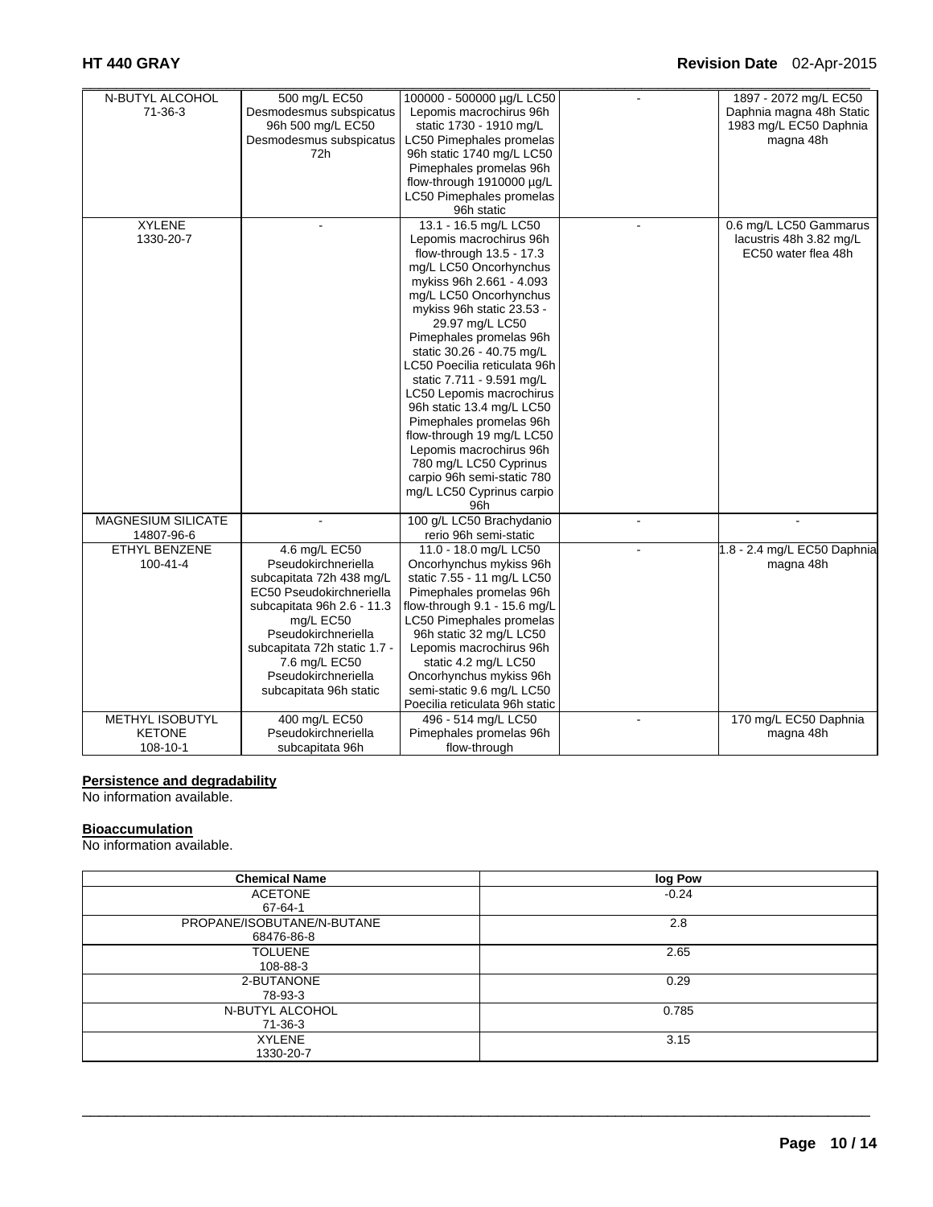| N-BUTYL ALCOHOL 71-36-3 | 500 mg/L EC50 Desmodesmus subspicatus 96h 500 mg/L EC50 Desmodesmus subspicatus 72h | 100000 - 500000 µg/L LC50 Lepomis macrochirus 96h static 1730 - 1910 mg/L LC50 Pimephales promelas 96h static 1740 mg/L LC50 Pimephales promelas 96h flow-through 1910000 µg/L LC50 Pimephales promelas 96h static | - | 1897 - 2072 mg/L EC50 Daphnia magna 48h Static 1983 mg/L EC50 Daphnia magna 48h |
|---|---|---|---|---|
| XYLENE 1330-20-7 | - | 13.1 - 16.5 mg/L LC50 Lepomis macrochirus 96h flow-through 13.5 - 17.3 mg/L LC50 Oncorhynchus mykiss 96h 2.661 - 4.093 mg/L LC50 Oncorhynchus mykiss 96h static 23.53 - 29.97 mg/L LC50 Pimephales promelas 96h static 30.26 - 40.75 mg/L LC50 Poecilia reticulata 96h static 7.711 - 9.591 mg/L LC50 Lepomis macrochirus 96h static 13.4 mg/L LC50 Pimephales promelas 96h flow-through 19 mg/L LC50 Lepomis macrochirus 96h 780 mg/L LC50 Cyprinus carpio 96h semi-static 780 mg/L LC50 Cyprinus carpio 96h | - | 0.6 mg/L LC50 Gammarus lacustris 48h 3.82 mg/L EC50 water flea 48h |
| MAGNESIUM SILICATE 14807-96-6 | - | 100 g/L LC50 Brachydanio rerio 96h semi-static | - | - |
| ETHYL BENZENE 100-41-4 | 4.6 mg/L EC50 Pseudokirchneriella subcapitata 72h 438 mg/L EC50 Pseudokirchneriella subcapitata 96h 2.6 - 11.3 mg/L EC50 Pseudokirchneriella subcapitata 72h static 1.7 - 7.6 mg/L EC50 Pseudokirchneriella subcapitata 96h static | 11.0 - 18.0 mg/L LC50 Oncorhynchus mykiss 96h static 7.55 - 11 mg/L LC50 Pimephales promelas 96h flow-through 9.1 - 15.6 mg/L LC50 Pimephales promelas 96h static 32 mg/L LC50 Lepomis macrochirus 96h static 4.2 mg/L LC50 Oncorhynchus mykiss 96h semi-static 9.6 mg/L LC50 Poecilia reticulata 96h static | - | 1.8 - 2.4 mg/L EC50 Daphnia magna 48h |
| METHYL ISOBUTYL KETONE 108-10-1 | 400 mg/L EC50 Pseudokirchneriella subcapitata 96h | 496 - 514 mg/L LC50 Pimephales promelas 96h flow-through | - | 170 mg/L EC50 Daphnia magna 48h |

**Persistence and degradability**
No information available.

**Bioaccumulation**
No information available.

| Chemical Name | log Pow |
|---|---|
| ACETONE 67-64-1 | -0.24 |
| PROPANE/ISOBUTANE/N-BUTANE 68476-86-8 | 2.8 |
| TOLUENE 108-88-3 | 2.65 |
| 2-BUTANONE 78-93-3 | 0.29 |
| N-BUTYL ALCOHOL 71-36-3 | 0.785 |
| XYLENE 1330-20-7 | 3.15 |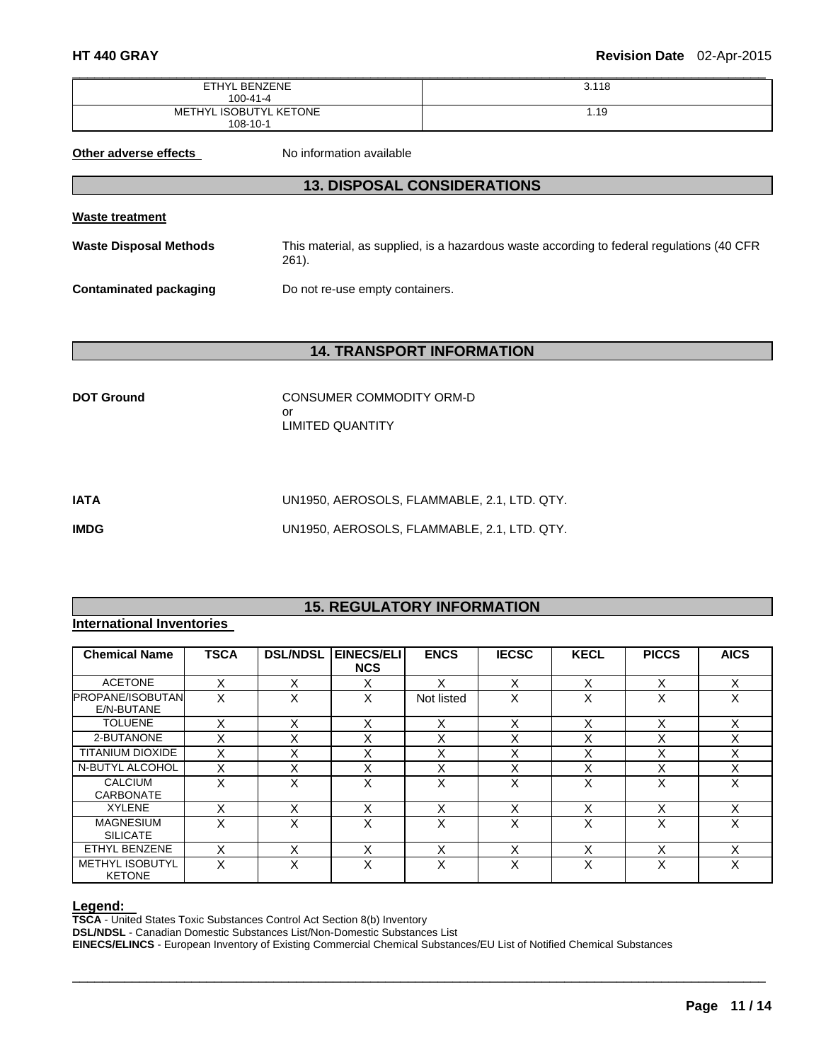| ETHYL BENZENE 100-41-4 | 3.118 |
|---|---|
| METHYL ISOBUTYL KETONE 108-10-1 | 1.19 |

**Other adverse effects** No information available

## 13. DISPOSAL CONSIDERATIONS

**Waste treatment**

**Waste Disposal Methods** This material, as supplied, is a hazardous waste according to federal regulations (40 CFR 261).

**Contaminated packaging** Do not re-use empty containers.

## 14. TRANSPORT INFORMATION

**DOT Ground** CONSUMER COMMODITY ORM-D
or
LIMITED QUANTITY

**IATA** UN1950, AEROSOLS, FLAMMABLE, 2.1, LTD. QTY.

**IMDG** UN1950, AEROSOLS, FLAMMABLE, 2.1, LTD. QTY.

## 15. REGULATORY INFORMATION

**International Inventories**

| Chemical Name | TSCA | DSL/NDSL | EINECS/ELINCS | ENCS | IECSC | KECL | PICCS | AICS |
|---|---|---|---|---|---|---|---|---|
| ACETONE | X | X | X | X | X | X | X | X |
| PROPANE/ISOBUTANE/N-BUTANE | X | X | X | Not listed | X | X | X | X |
| TOLUENE | X | X | X | X | X | X | X | X |
| 2-BUTANONE | X | X | X | X | X | X | X | X |
| TITANIUM DIOXIDE | X | X | X | X | X | X | X | X |
| N-BUTYL ALCOHOL | X | X | X | X | X | X | X | X |
| CALCIUM CARBONATE | X | X | X | X | X | X | X | X |
| XYLENE | X | X | X | X | X | X | X | X |
| MAGNESIUM SILICATE | X | X | X | X | X | X | X | X |
| ETHYL BENZENE | X | X | X | X | X | X | X | X |
| METHYL ISOBUTYL KETONE | X | X | X | X | X | X | X | X |

**Legend:**

**TSCA** - United States Toxic Substances Control Act Section 8(b) Inventory
**DSL/NDSL** - Canadian Domestic Substances List/Non-Domestic Substances List
**EINECS/ELINCS** - European Inventory of Existing Commercial Chemical Substances/EU List of Notified Chemical Substances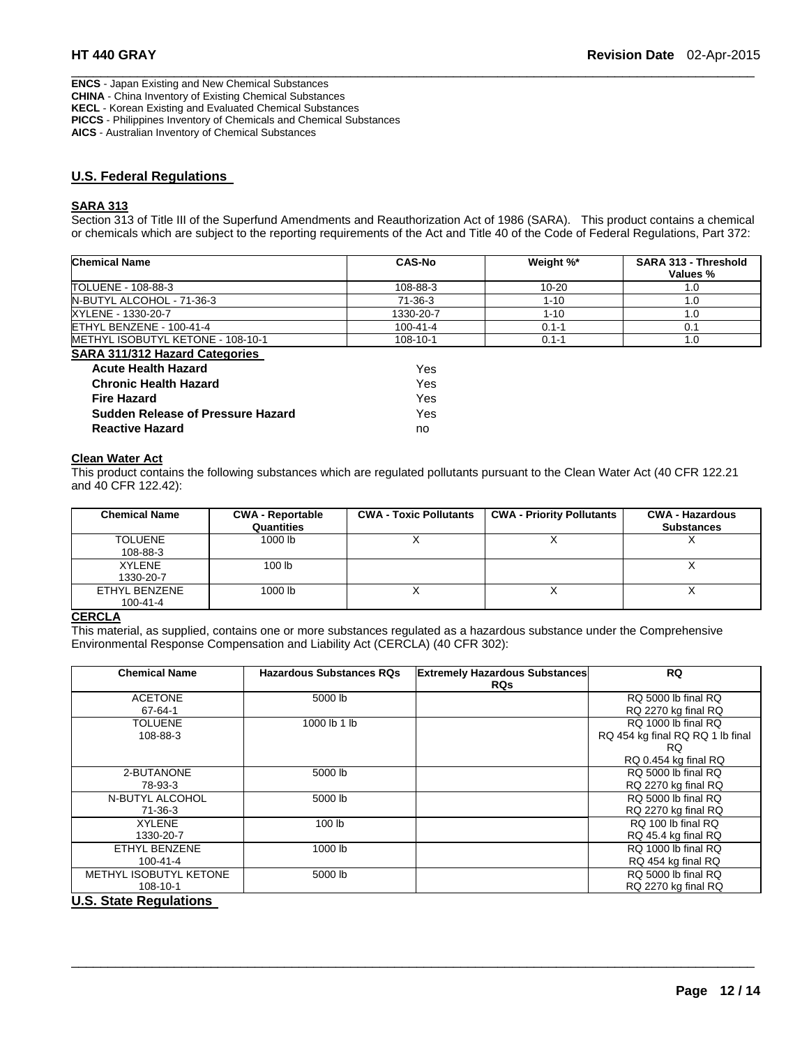**ENCS** - Japan Existing and New Chemical Substances
**CHINA** - China Inventory of Existing Chemical Substances
**KECL** - Korean Existing and Evaluated Chemical Substances
**PICCS** - Philippines Inventory of Chemicals and Chemical Substances
**AICS** - Australian Inventory of Chemical Substances

## U.S. Federal Regulations

### SARA 313

Section 313 of Title III of the Superfund Amendments and Reauthorization Act of 1986 (SARA). This product contains a chemical or chemicals which are subject to the reporting requirements of the Act and Title 40 of the Code of Federal Regulations, Part 372:

| Chemical Name | CAS-No | Weight %* | SARA 313 - Threshold Values % |
|---|---|---|---|
| TOLUENE - 108-88-3 | 108-88-3 | 10-20 | 1.0 |
| N-BUTYL ALCOHOL - 71-36-3 | 71-36-3 | 1-10 | 1.0 |
| XYLENE - 1330-20-7 | 1330-20-7 | 1-10 | 1.0 |
| ETHYL BENZENE - 100-41-4 | 100-41-4 | 0.1-1 | 0.1 |
| METHYL ISOBUTYL KETONE - 108-10-1 | 108-10-1 | 0.1-1 | 1.0 |

### SARA 311/312 Hazard Categories

| | |
|---|---|
| **Acute Health Hazard** | Yes |
| **Chronic Health Hazard** | Yes |
| **Fire Hazard** | Yes |
| **Sudden Release of Pressure Hazard** | Yes |
| **Reactive Hazard** | no |

### Clean Water Act

This product contains the following substances which are regulated pollutants pursuant to the Clean Water Act (40 CFR 122.21 and 40 CFR 122.42):

| Chemical Name | CWA - Reportable Quantities | CWA - Toxic Pollutants | CWA - Priority Pollutants | CWA - Hazardous Substances |
|---|---|---|---|---|
| TOLUENE 108-88-3 | 1000 lb | X | X | X |
| XYLENE 1330-20-7 | 100 lb | | | X |
| ETHYL BENZENE 100-41-4 | 1000 lb | X | X | X |

### CERCLA

This material, as supplied, contains one or more substances regulated as a hazardous substance under the Comprehensive Environmental Response Compensation and Liability Act (CERCLA) (40 CFR 302):

| Chemical Name | Hazardous Substances RQs | Extremely Hazardous Substances RQs | RQ |
|---|---|---|---|
| ACETONE 67-64-1 | 5000 lb | | RQ 5000 lb final RQ RQ 2270 kg final RQ |
| TOLUENE 108-88-3 | 1000 lb 1 lb | | RQ 1000 lb final RQ RQ 454 kg final RQ RQ 1 lb final RQ RQ 0.454 kg final RQ |
| 2-BUTANONE 78-93-3 | 5000 lb | | RQ 5000 lb final RQ RQ 2270 kg final RQ |
| N-BUTYL ALCOHOL 71-36-3 | 5000 lb | | RQ 5000 lb final RQ RQ 2270 kg final RQ |
| XYLENE 1330-20-7 | 100 lb | | RQ 100 lb final RQ RQ 45.4 kg final RQ |
| ETHYL BENZENE 100-41-4 | 1000 lb | | RQ 1000 lb final RQ RQ 454 kg final RQ |
| METHYL ISOBUTYL KETONE 108-10-1 | 5000 lb | | RQ 5000 lb final RQ RQ 2270 kg final RQ |

## U.S. State Regulations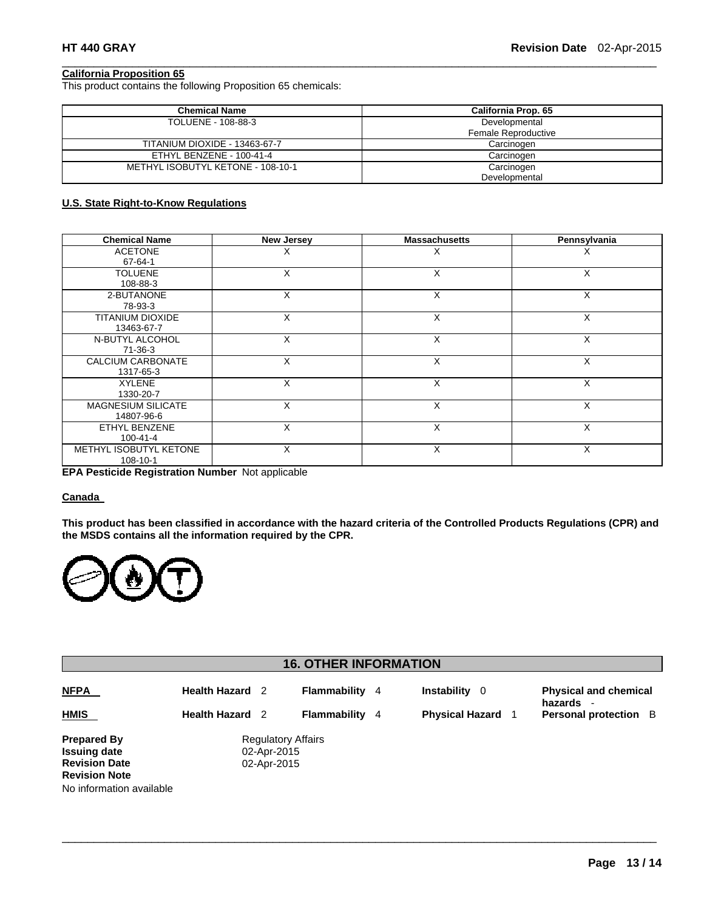**California Proposition 65**

This product contains the following Proposition 65 chemicals:

| Chemical Name | California Prop. 65 |
| --- | --- |
| TOLUENE - 108-88-3 | Developmental Female Reproductive |
| TITANIUM DIOXIDE - 13463-67-7 | Carcinogen |
| ETHYL BENZENE - 100-41-4 | Carcinogen |
| METHYL ISOBUTYL KETONE - 108-10-1 | Carcinogen Developmental |

**U.S. State Right-to-Know Regulations**

| Chemical Name | New Jersey | Massachusetts | Pennsylvania |
| --- | --- | --- | --- |
| ACETONE 67-64-1 | X | X | X |
| TOLUENE 108-88-3 | X | X | X |
| 2-BUTANONE 78-93-3 | X | X | X |
| TITANIUM DIOXIDE 13463-67-7 | X | X | X |
| N-BUTYL ALCOHOL 71-36-3 | X | X | X |
| CALCIUM CARBONATE 1317-65-3 | X | X | X |
| XYLENE 1330-20-7 | X | X | X |
| MAGNESIUM SILICATE 14807-96-6 | X | X | X |
| ETHYL BENZENE 100-41-4 | X | X | X |
| METHYL ISOBUTYL KETONE 108-10-1 | X | X | X |

**EPA Pesticide Registration Number** Not applicable

**Canada**

**This product has been classified in accordance with the hazard criteria of the Controlled Products Regulations (CPR) and the MSDS contains all the information required by the CPR.**

## 16. OTHER INFORMATION

| | | | | |
| --- | --- | --- | --- | --- |
| **NFPA** | **Health Hazard** 2 | **Flammability** 4 | **Instability** 0 | **Physical and chemical hazards** - |
| **HMIS** | **Health Hazard** 2 | **Flammability** 4 | **Physical Hazard** 1 | **Personal protection** B |

**Prepared By** Regulatory Affairs
**Issuing date** 02-Apr-2015
**Revision Date** 02-Apr-2015
**Revision Note**
No information available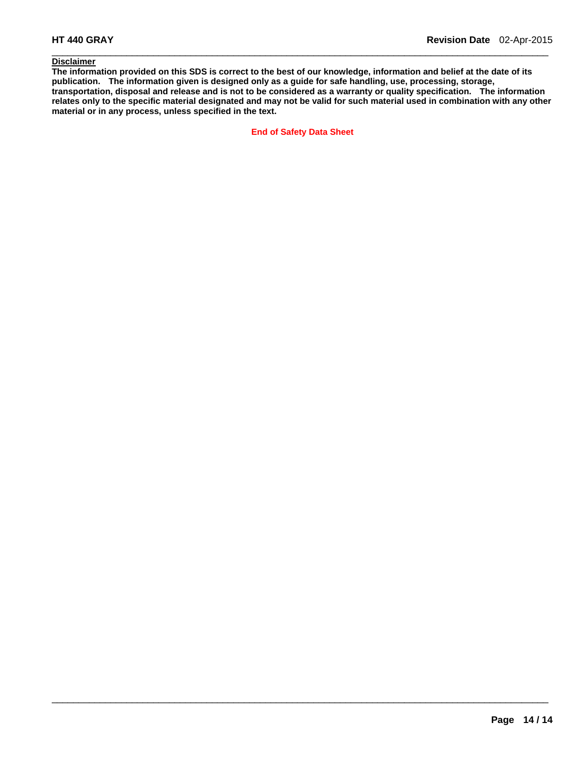**Disclaimer**

**The information provided on this SDS is correct to the best of our knowledge, information and belief at the date of its publication. The information given is designed only as a guide for safe handling, use, processing, storage, transportation, disposal and release and is not to be considered as a warranty or quality specification. The information relates only to the specific material designated and may not be valid for such material used in combination with any other material or in any process, unless specified in the text.**

**End of Safety Data Sheet**